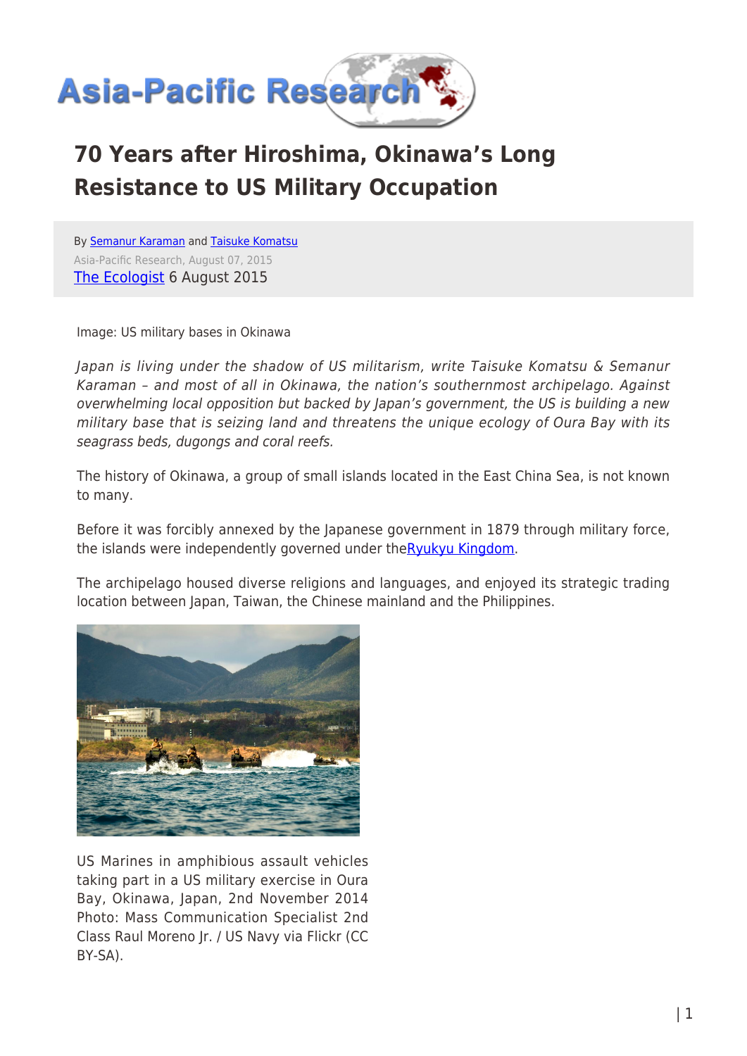# 70 Years after Hiroshima, Okinawa's Long Resistance to US Military Occupation

By Semanur Karaman and Taisuke Komatsu
Asia-Pacific Research, August 07, 2015
The Ecologist 6 August 2015

Image: US military bases in Okinawa

*Japan is living under the shadow of US militarism, write Taisuke Komatsu & Semanur Karaman – and most of all in Okinawa, the nation's southernmost archipelago. Against overwhelming local opposition but backed by Japan's government, the US is building a new military base that is seizing land and threatens the unique ecology of Oura Bay with its seagrass beds, dugongs and coral reefs.*

The history of Okinawa, a group of small islands located in the East China Sea, is not known to many.

Before it was forcibly annexed by the Japanese government in 1879 through military force, the islands were independently governed under theRyukyu Kingdom.

The archipelago housed diverse religions and languages, and enjoyed its strategic trading location between Japan, Taiwan, the Chinese mainland and the Philippines.

US Marines in amphibious assault vehicles taking part in a US military exercise in Oura Bay, Okinawa, Japan, 2nd November 2014 Photo: Mass Communication Specialist 2nd Class Raul Moreno Jr. / US Navy via Flickr (CC BY-SA).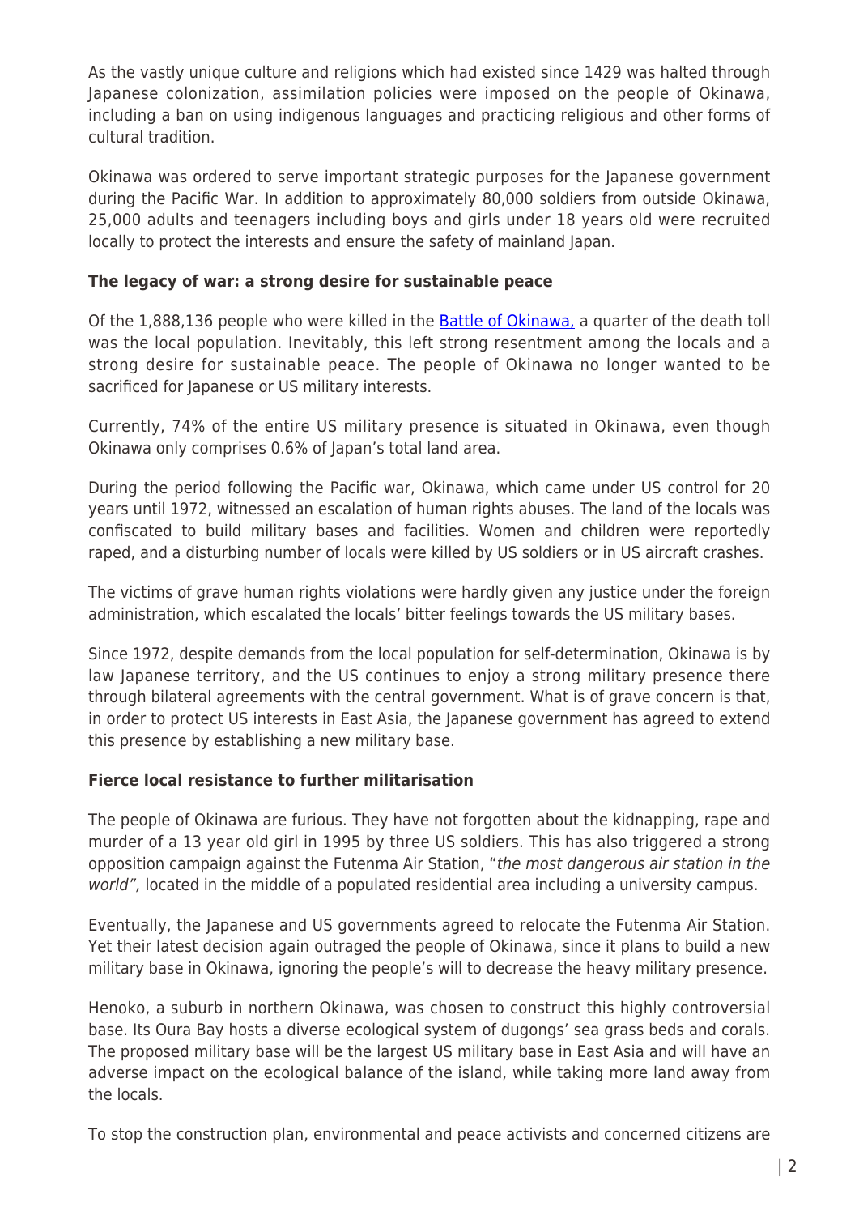As the vastly unique culture and religions which had existed since 1429 was halted through Japanese colonization, assimilation policies were imposed on the people of Okinawa, including a ban on using indigenous languages and practicing religious and other forms of cultural tradition.

Okinawa was ordered to serve important strategic purposes for the Japanese government during the Pacific War. In addition to approximately 80,000 soldiers from outside Okinawa, 25,000 adults and teenagers including boys and girls under 18 years old were recruited locally to protect the interests and ensure the safety of mainland Japan.

**The legacy of war: a strong desire for sustainable peace**

Of the 1,888,136 people who were killed in the [Battle of Okinawa,](#) a quarter of the death toll was the local population. Inevitably, this left strong resentment among the locals and a strong desire for sustainable peace. The people of Okinawa no longer wanted to be sacrificed for Japanese or US military interests.

Currently, 74% of the entire US military presence is situated in Okinawa, even though Okinawa only comprises 0.6% of Japan's total land area.

During the period following the Pacific war, Okinawa, which came under US control for 20 years until 1972, witnessed an escalation of human rights abuses. The land of the locals was confiscated to build military bases and facilities. Women and children were reportedly raped, and a disturbing number of locals were killed by US soldiers or in US aircraft crashes.

The victims of grave human rights violations were hardly given any justice under the foreign administration, which escalated the locals' bitter feelings towards the US military bases.

Since 1972, despite demands from the local population for self-determination, Okinawa is by law Japanese territory, and the US continues to enjoy a strong military presence there through bilateral agreements with the central government. What is of grave concern is that, in order to protect US interests in East Asia, the Japanese government has agreed to extend this presence by establishing a new military base.

**Fierce local resistance to further militarisation**

The people of Okinawa are furious. They have not forgotten about the kidnapping, rape and murder of a 13 year old girl in 1995 by three US soldiers. This has also triggered a strong opposition campaign against the Futenma Air Station, "*the most dangerous air station in the world",* located in the middle of a populated residential area including a university campus.

Eventually, the Japanese and US governments agreed to relocate the Futenma Air Station. Yet their latest decision again outraged the people of Okinawa, since it plans to build a new military base in Okinawa, ignoring the people's will to decrease the heavy military presence.

Henoko, a suburb in northern Okinawa, was chosen to construct this highly controversial base. Its Oura Bay hosts a diverse ecological system of dugongs' sea grass beds and corals. The proposed military base will be the largest US military base in East Asia and will have an adverse impact on the ecological balance of the island, while taking more land away from the locals.

To stop the construction plan, environmental and peace activists and concerned citizens are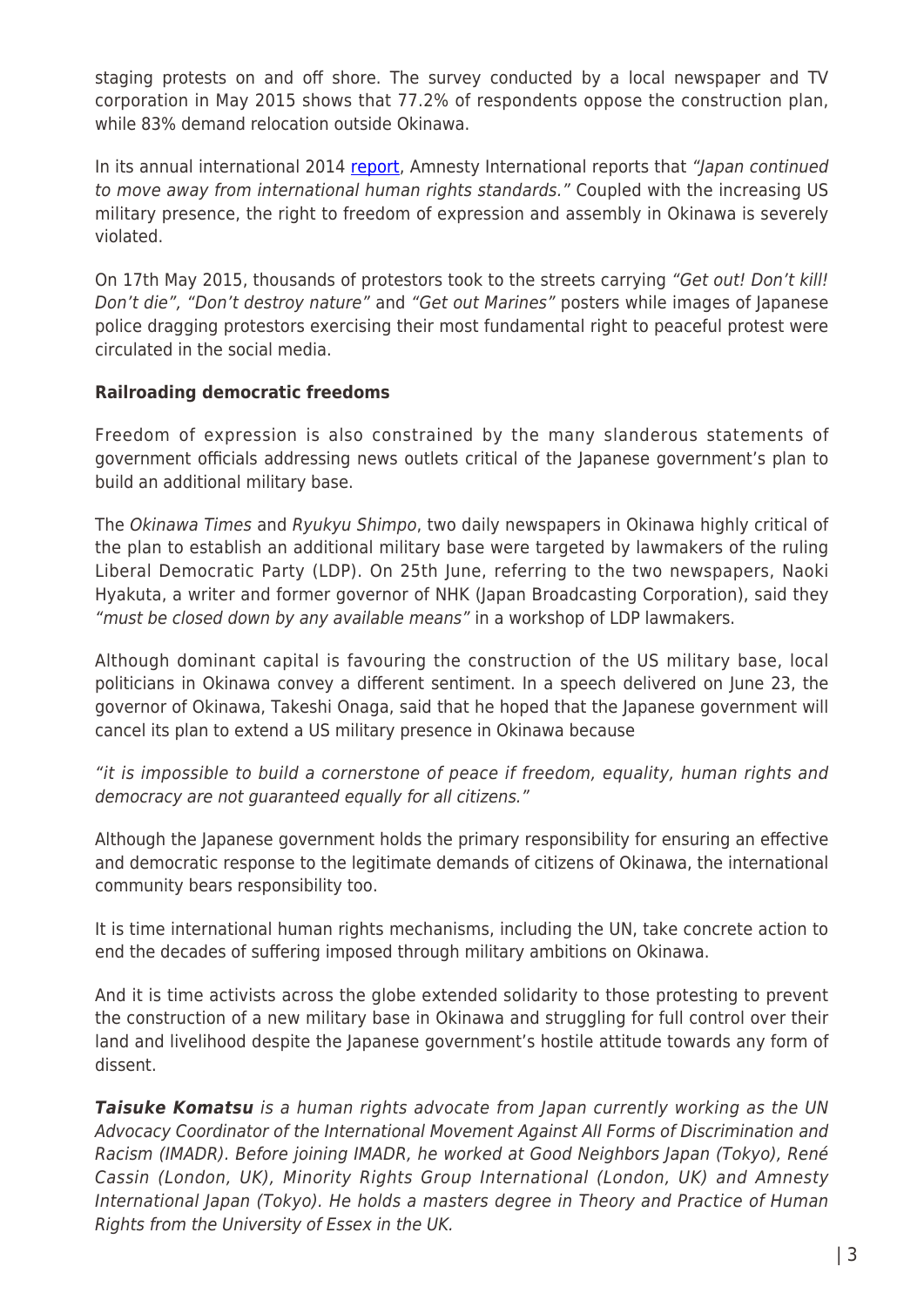staging protests on and off shore. The survey conducted by a local newspaper and TV corporation in May 2015 shows that 77.2% of respondents oppose the construction plan, while 83% demand relocation outside Okinawa.

In its annual international 2014 report, Amnesty International reports that *"Japan continued to move away from international human rights standards."* Coupled with the increasing US military presence, the right to freedom of expression and assembly in Okinawa is severely violated.

On 17th May 2015, thousands of protestors took to the streets carrying *"Get out! Don't kill! Don't die"*, *"Don't destroy nature"* and *"Get out Marines"* posters while images of Japanese police dragging protestors exercising their most fundamental right to peaceful protest were circulated in the social media.

**Railroading democratic freedoms**

Freedom of expression is also constrained by the many slanderous statements of government officials addressing news outlets critical of the Japanese government's plan to build an additional military base.

The *Okinawa Times* and *Ryukyu Shimpo*, two daily newspapers in Okinawa highly critical of the plan to establish an additional military base were targeted by lawmakers of the ruling Liberal Democratic Party (LDP). On 25th June, referring to the two newspapers, Naoki Hyakuta, a writer and former governor of NHK (Japan Broadcasting Corporation), said they *"must be closed down by any available means"* in a workshop of LDP lawmakers.

Although dominant capital is favouring the construction of the US military base, local politicians in Okinawa convey a different sentiment. In a speech delivered on June 23, the governor of Okinawa, Takeshi Onaga, said that he hoped that the Japanese government will cancel its plan to extend a US military presence in Okinawa because

*"it is impossible to build a cornerstone of peace if freedom, equality, human rights and democracy are not guaranteed equally for all citizens."*

Although the Japanese government holds the primary responsibility for ensuring an effective and democratic response to the legitimate demands of citizens of Okinawa, the international community bears responsibility too.

It is time international human rights mechanisms, including the UN, take concrete action to end the decades of suffering imposed through military ambitions on Okinawa.

And it is time activists across the globe extended solidarity to those protesting to prevent the construction of a new military base in Okinawa and struggling for full control over their land and livelihood despite the Japanese government's hostile attitude towards any form of dissent.

***Taisuke Komatsu*** *is a human rights advocate from Japan currently working as the UN Advocacy Coordinator of the International Movement Against All Forms of Discrimination and Racism (IMADR). Before joining IMADR, he worked at Good Neighbors Japan (Tokyo), René Cassin (London, UK), Minority Rights Group International (London, UK) and Amnesty International Japan (Tokyo). He holds a masters degree in Theory and Practice of Human Rights from the University of Essex in the UK.*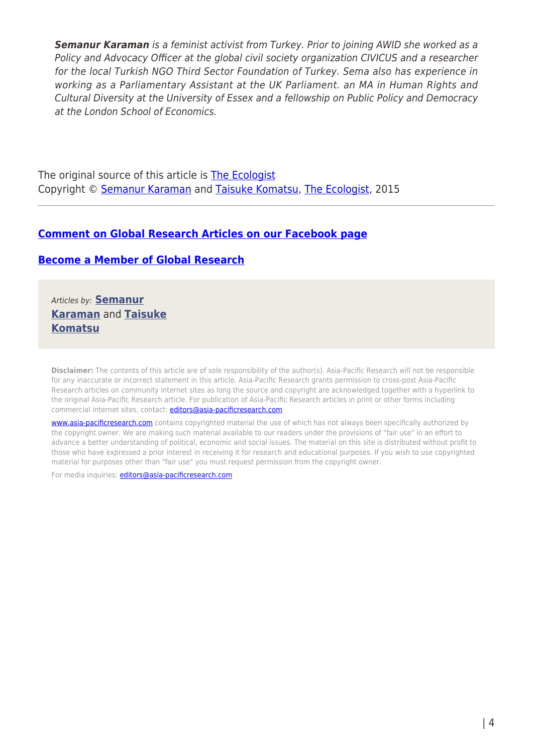***Semanur Karaman** is a feminist activist from Turkey. Prior to joining AWID she worked as a Policy and Advocacy Officer at the global civil society organization CIVICUS and a researcher for the local Turkish NGO Third Sector Foundation of Turkey. Sema also has experience in working as a Parliamentary Assistant at the UK Parliament. an MA in Human Rights and Cultural Diversity at the University of Essex and a fellowship on Public Policy and Democracy at the London School of Economics.*

The original source of this article is The Ecologist
Copyright © Semanur Karaman and Taisuke Komatsu, The Ecologist, 2015

---

**Comment on Global Research Articles on our Facebook page**

**Become a Member of Global Research**

*Articles by:* **Semanur Karaman** and **Taisuke Komatsu**

**Disclaimer:** The contents of this article are of sole responsibility of the author(s). Asia-Pacific Research will not be responsible for any inaccurate or incorrect statement in this article. Asia-Pacific Research grants permission to cross-post Asia-Pacific Research articles on community internet sites as long the source and copyright are acknowledged together with a hyperlink to the original Asia-Pacific Research article. For publication of Asia-Pacific Research articles in print or other forms including commercial internet sites, contact: editors@asia-pacificresearch.com

www.asia-pacificresearch.com contains copyrighted material the use of which has not always been specifically authorized by the copyright owner. We are making such material available to our readers under the provisions of "fair use" in an effort to advance a better understanding of political, economic and social issues. The material on this site is distributed without profit to those who have expressed a prior interest in receiving it for research and educational purposes. If you wish to use copyrighted material for purposes other than "fair use" you must request permission from the copyright owner.

For media inquiries: editors@asia-pacificresearch.com